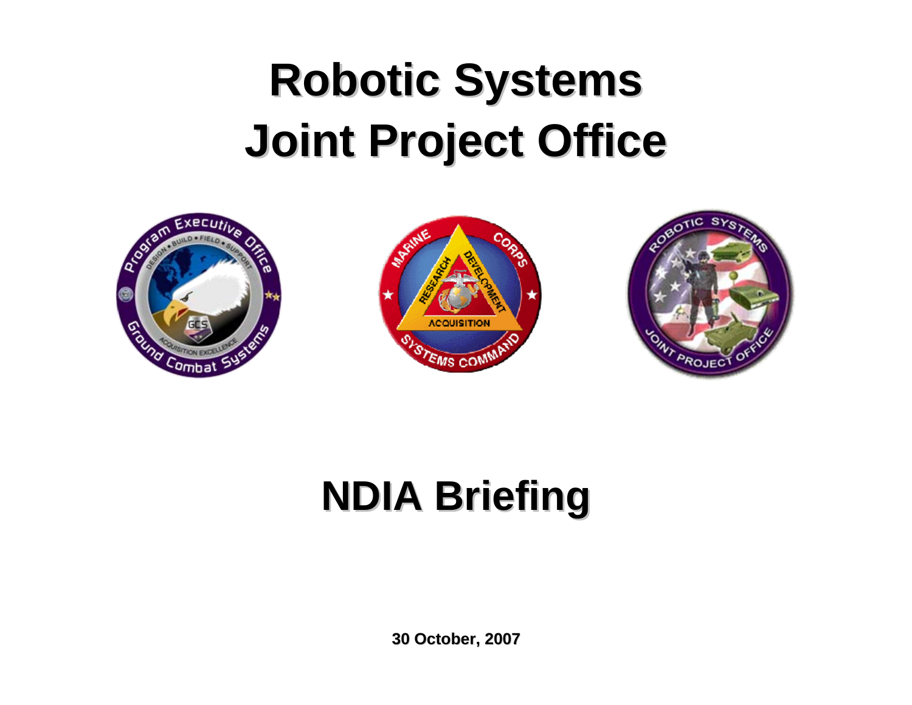# Robotic Systems Joint Project Office

## NDIA Briefing

**30 October, 2007**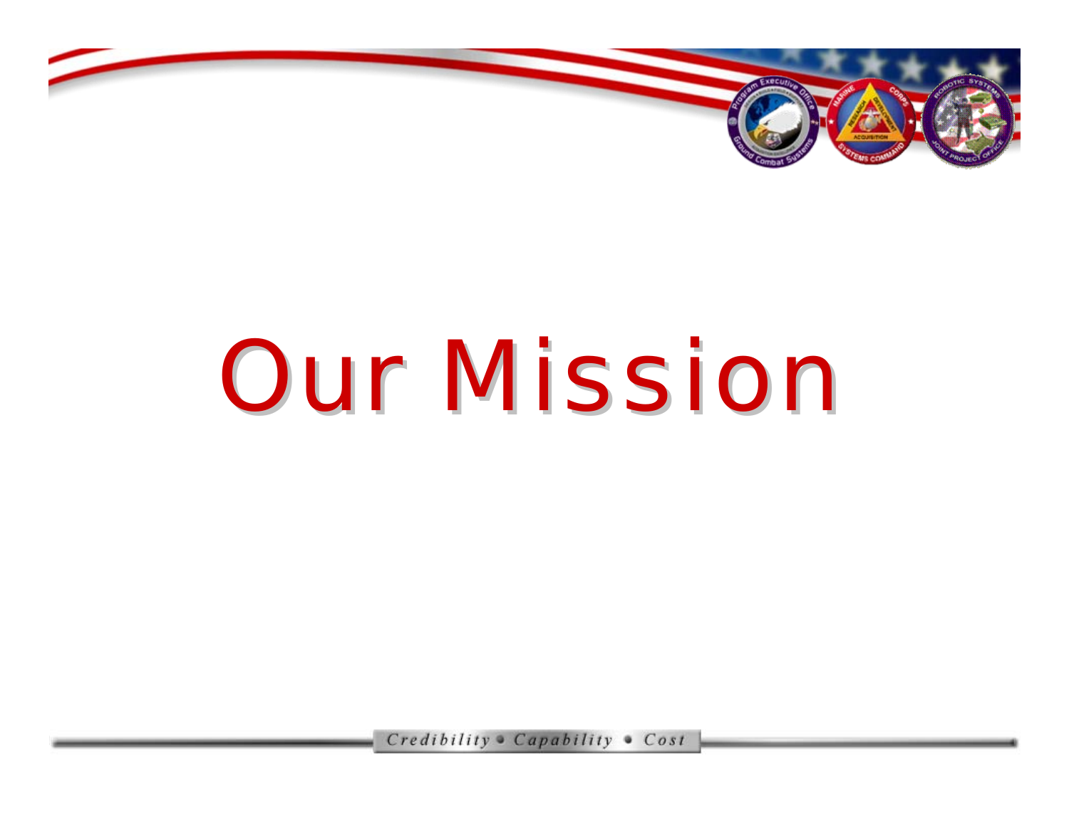# Our Mission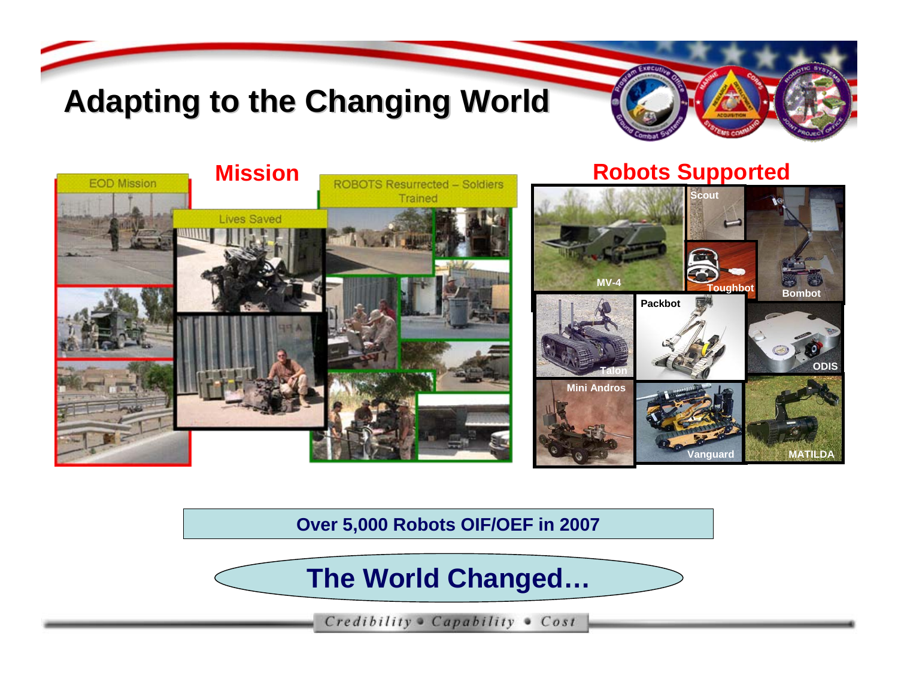# Adapting to the Changing World

## Mission

EOD Mission

Lives Saved

ROBOTS Resurrected – Soldiers Trained

## Robots Supported

MV-4

Scout

Toughbot

Bombot

Talon

Packbot

ODIS

Mini Andros

Vanguard

MATILDA

**Over 5,000 Robots OIF/OEF in 2007**

**The World Changed…**

*Credibility • Capability • Cost*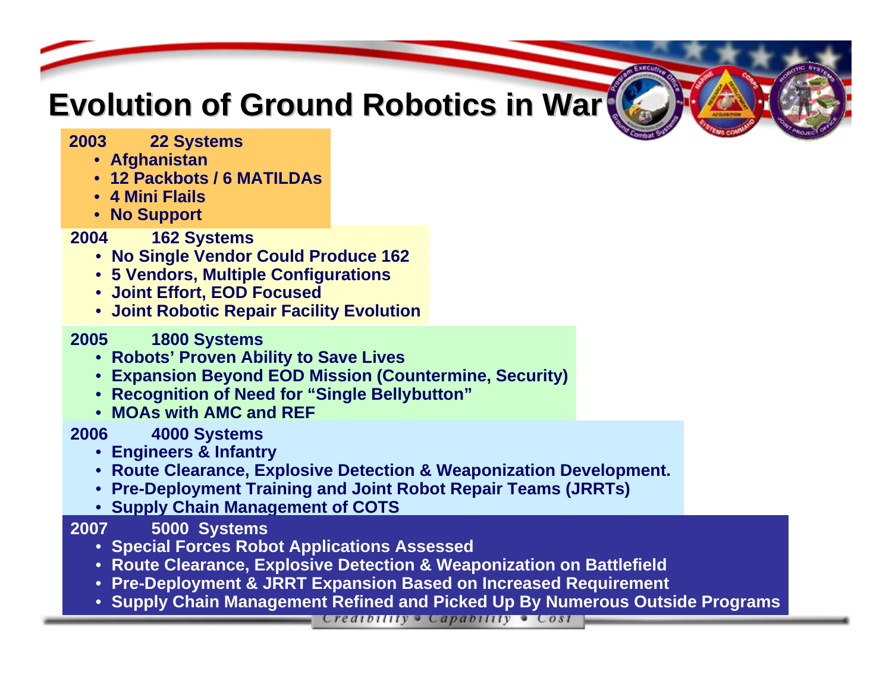# Evolution of Ground Robotics in War

**2003 22 Systems**

- **Afghanistan**
- **12 Packbots / 6 MATILDAs**
- **4 Mini Flails**
- **No Support**

**2004 162 Systems**

- **No Single Vendor Could Produce 162**
- **5 Vendors, Multiple Configurations**
- **Joint Effort, EOD Focused**
- **Joint Robotic Repair Facility Evolution**

**2005 1800 Systems**

- **Robots' Proven Ability to Save Lives**
- **Expansion Beyond EOD Mission (Countermine, Security)**
- **Recognition of Need for "Single Bellybutton"**
- **MOAs with AMC and REF**

**2006 4000 Systems**

- **Engineers & Infantry**
- **Route Clearance, Explosive Detection & Weaponization Development.**
- **Pre-Deployment Training and Joint Robot Repair Teams (JRRTs)**
- **Supply Chain Management of COTS**

**2007 5000 Systems**

- **Special Forces Robot Applications Assessed**
- **Route Clearance, Explosive Detection & Weaponization on Battlefield**
- **Pre-Deployment & JRRT Expansion Based on Increased Requirement**
- **Supply Chain Management Refined and Picked Up By Numerous Outside Programs**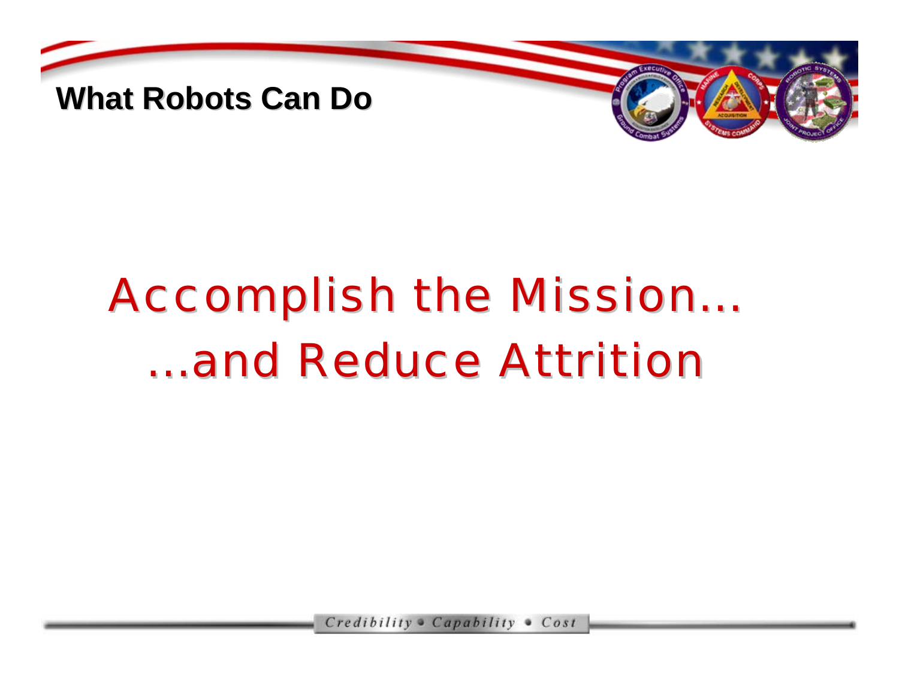# What Robots Can Do

Accomplish the Mission…

…and Reduce Attrition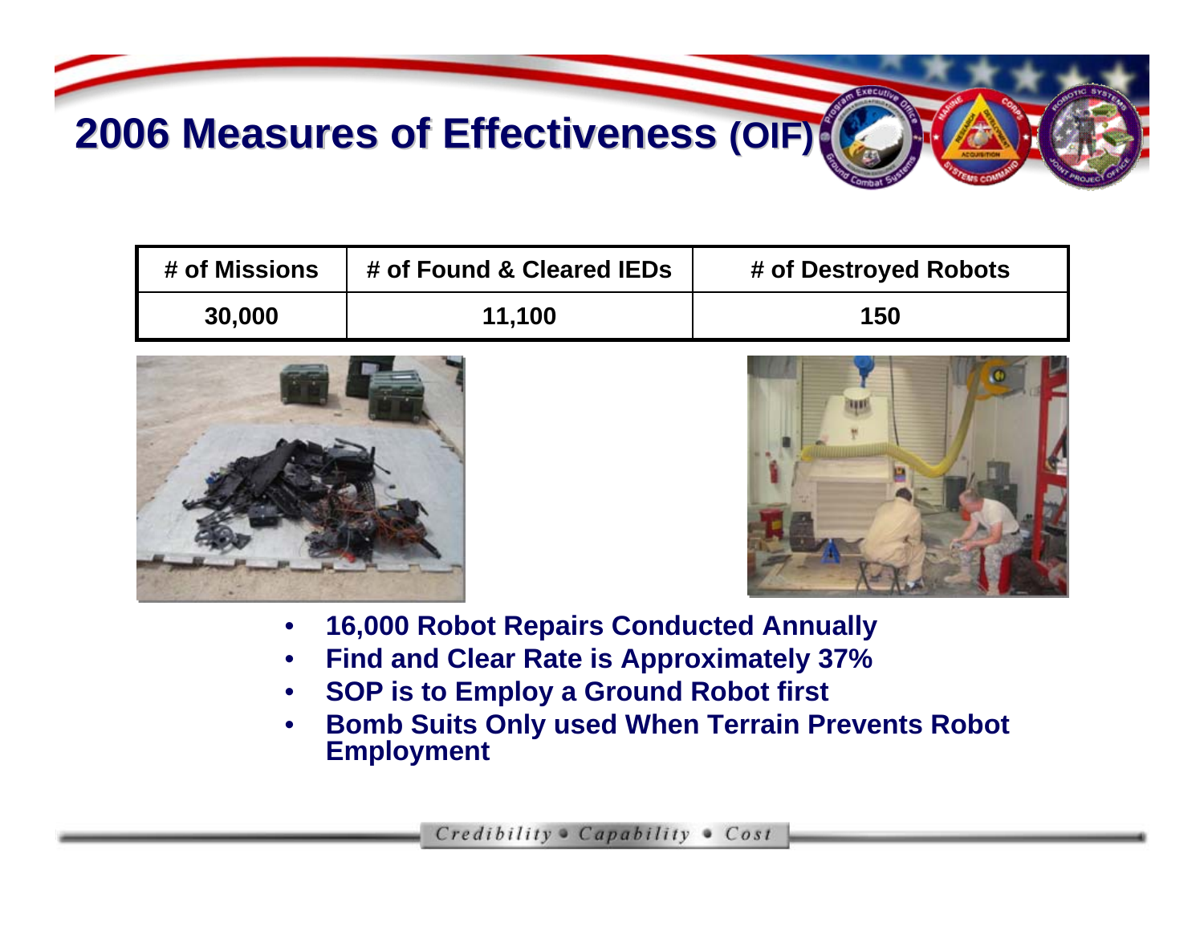# 2006 Measures of Effectiveness (OIF)

| # of Missions | # of Found & Cleared IEDs | # of Destroyed Robots |
|---|---|---|
| 30,000 | 11,100 | 150 |

- **16,000 Robot Repairs Conducted Annually**
- **Find and Clear Rate is Approximately 37%**
- **SOP is to Employ a Ground Robot first**
- **Bomb Suits Only used When Terrain Prevents Robot Employment**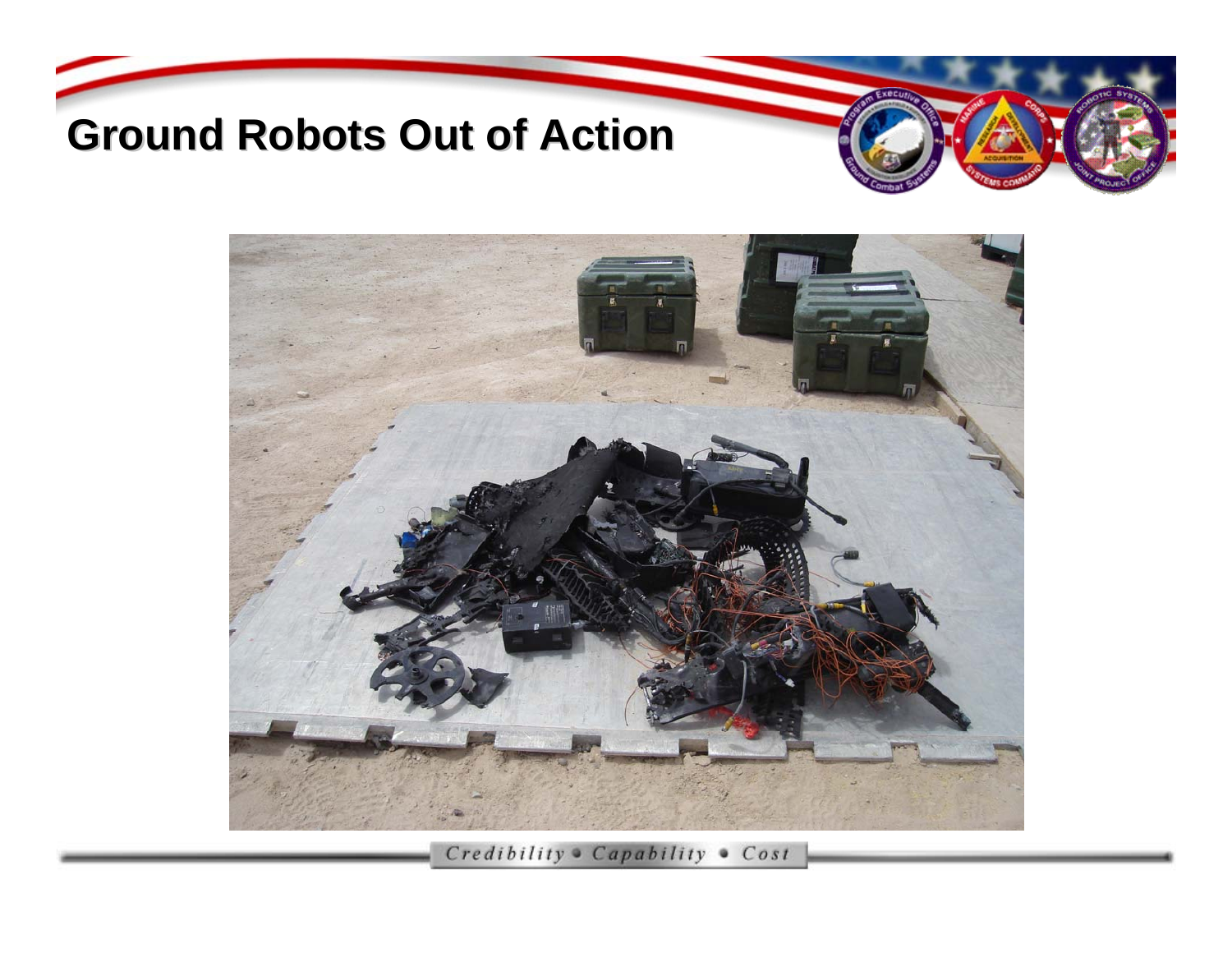# Ground Robots Out of Action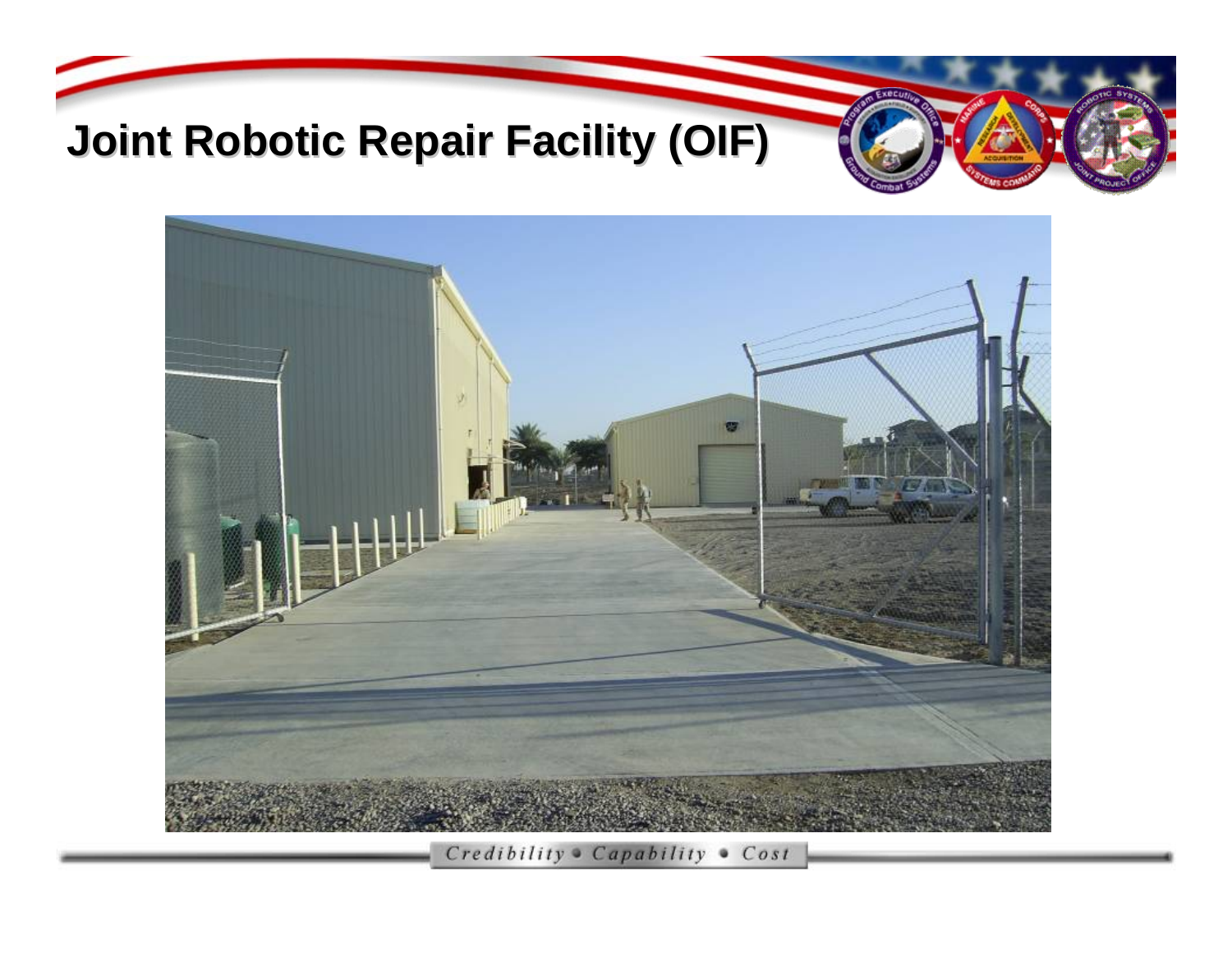# Joint Robotic Repair Facility (OIF)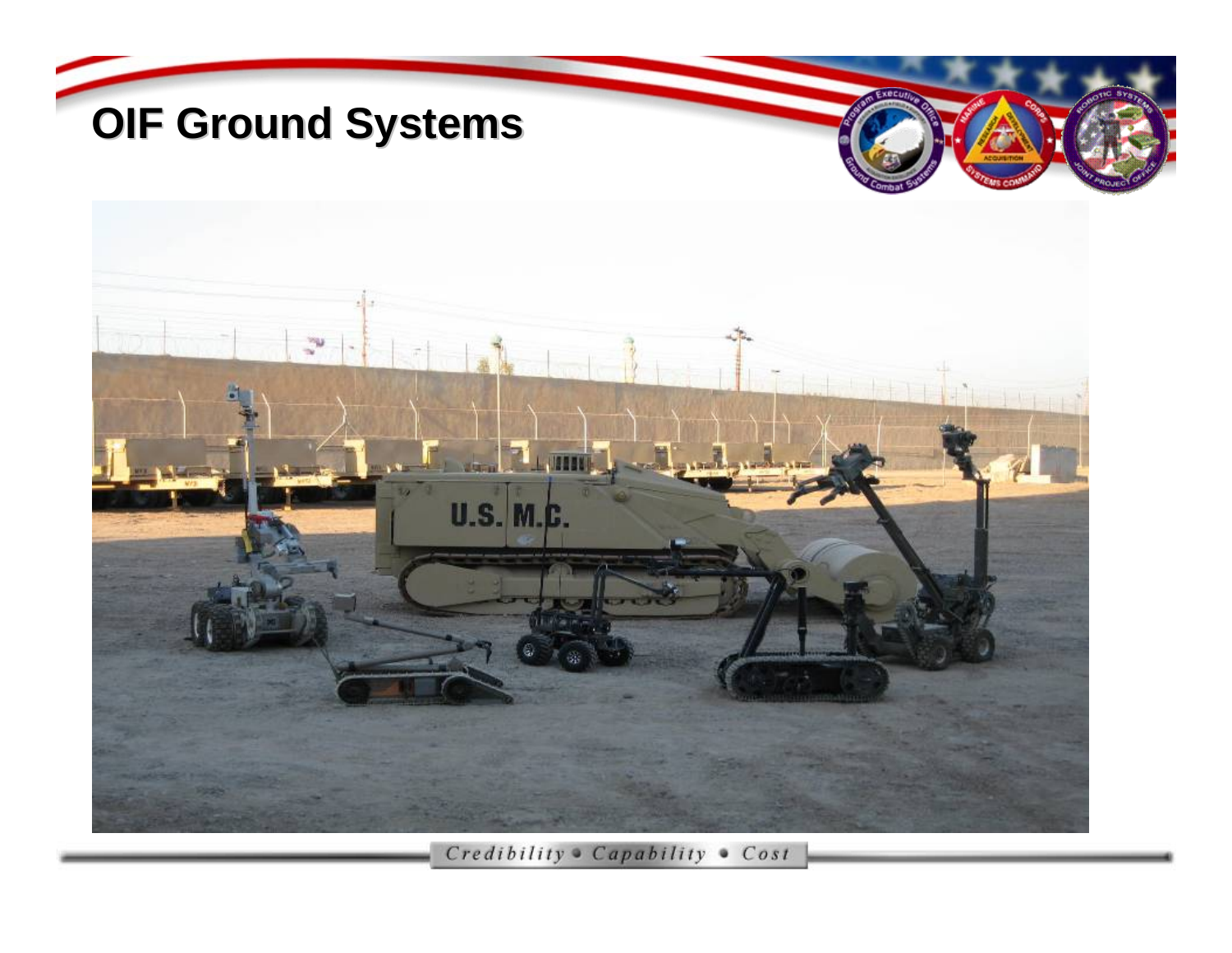# OIF Ground Systems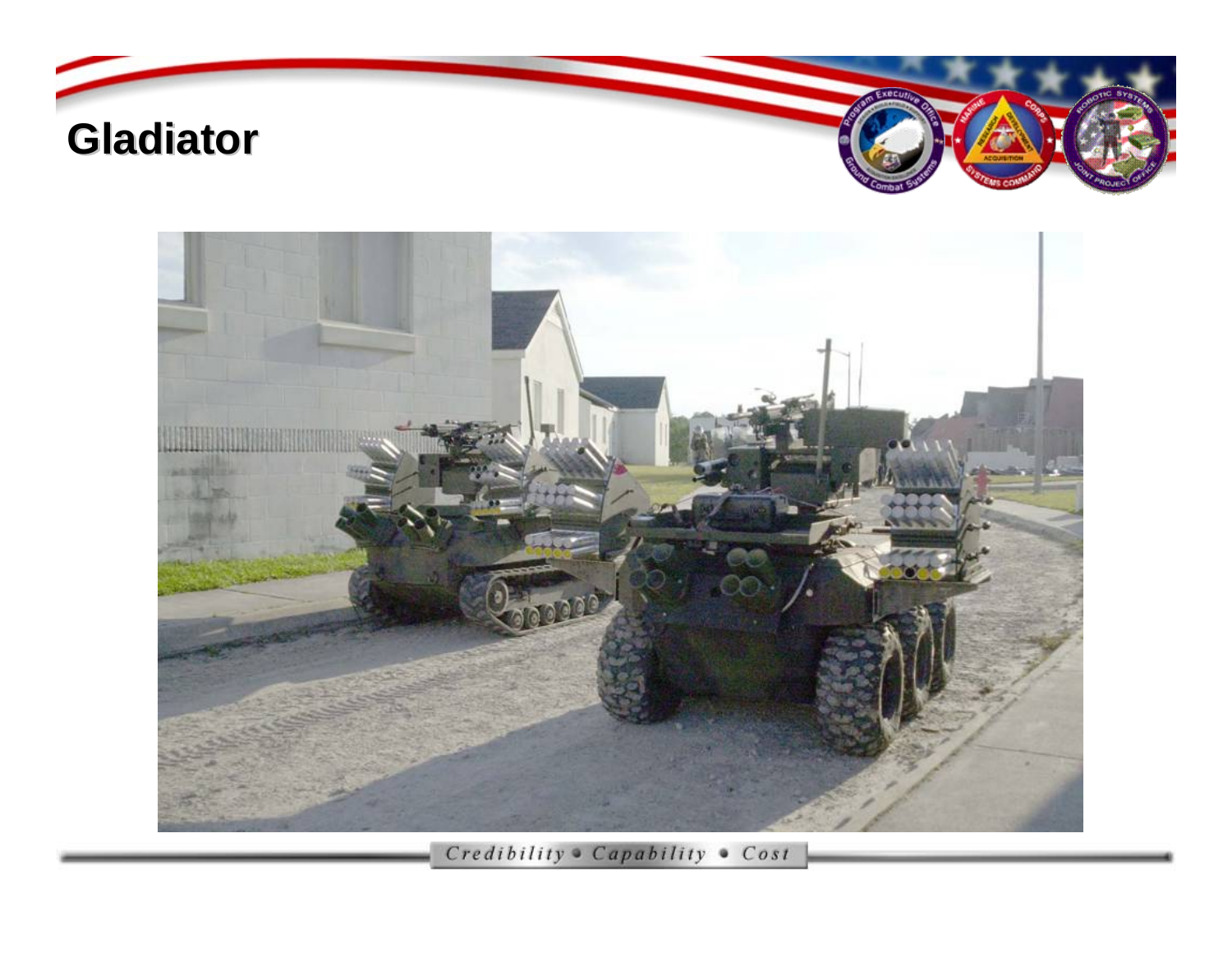# Gladiator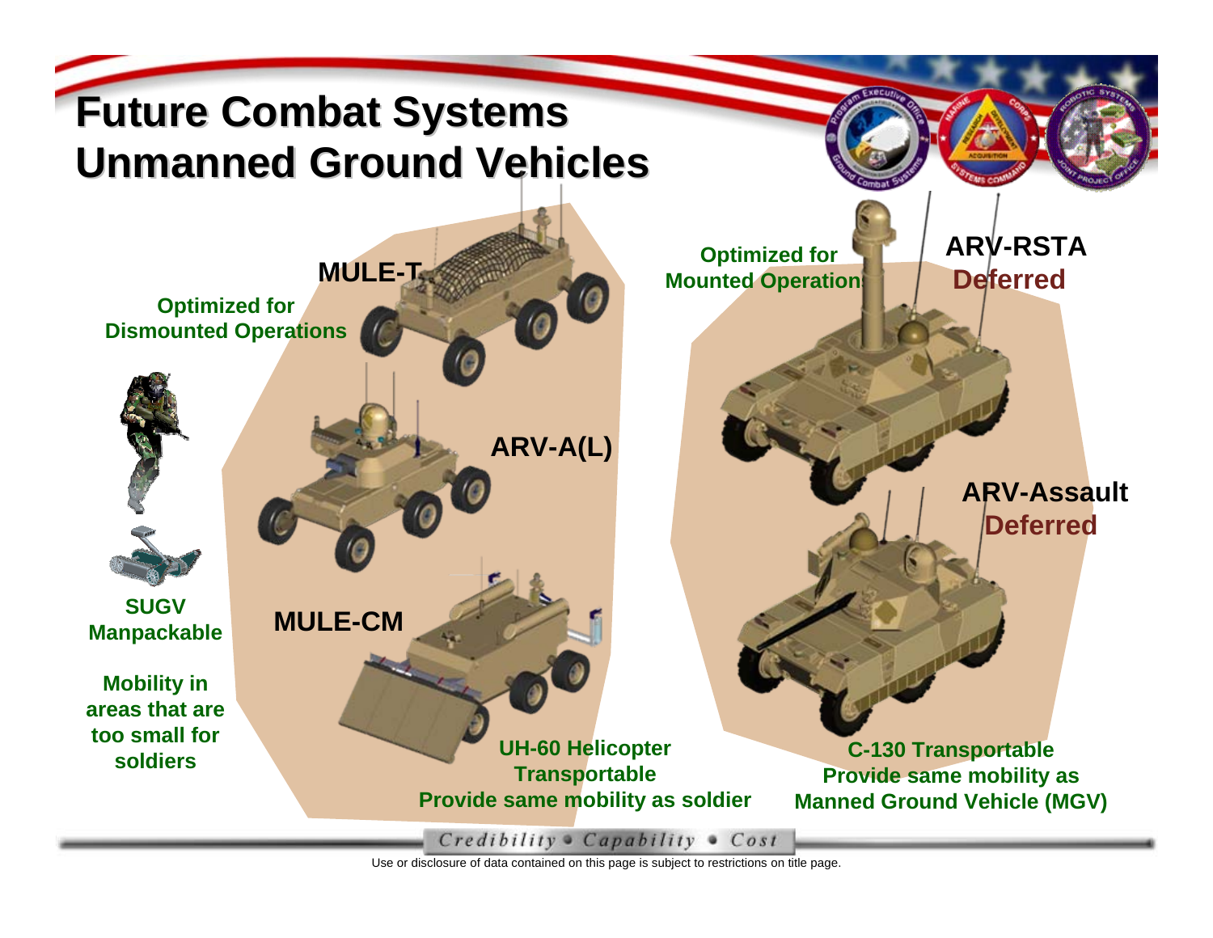# Future Combat Systems Unmanned Ground Vehicles

**Optimized for Dismounted Operations**

**MULE-T**

**ARV-A(L)**

**MULE-CM**

**SUGV Manpackable**

**Mobility in areas that are too small for soldiers**

**UH-60 Helicopter Transportable**
**Provide same mobility as soldier**

**Optimized for Mounted Operations**

**ARV-RSTA**
**Deferred**

**ARV-Assault**
**Deferred**

**C-130 Transportable**
**Provide same mobility as Manned Ground Vehicle (MGV)**

*Credibility • Capability • Cost*

Use or disclosure of data contained on this page is subject to restrictions on title page.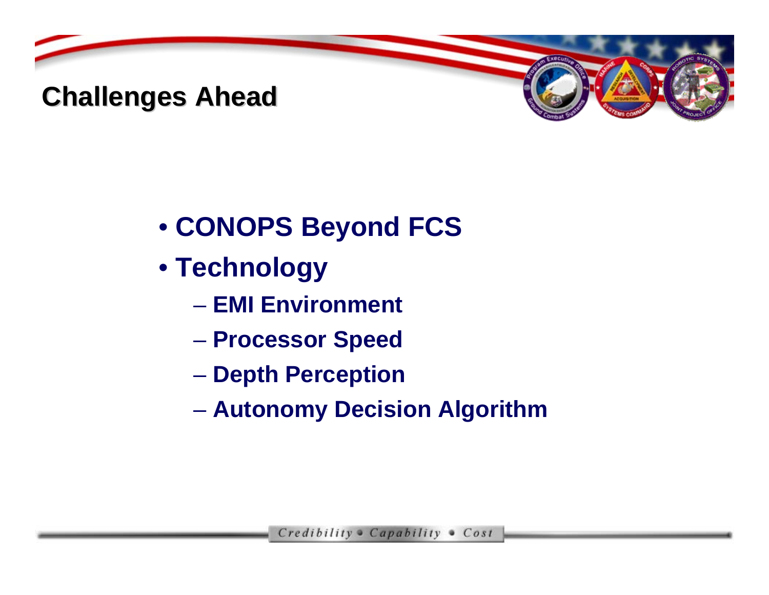## Challenges Ahead

- CONOPS Beyond FCS
- Technology
  - EMI Environment
  - Processor Speed
  - Depth Perception
  - Autonomy Decision Algorithm